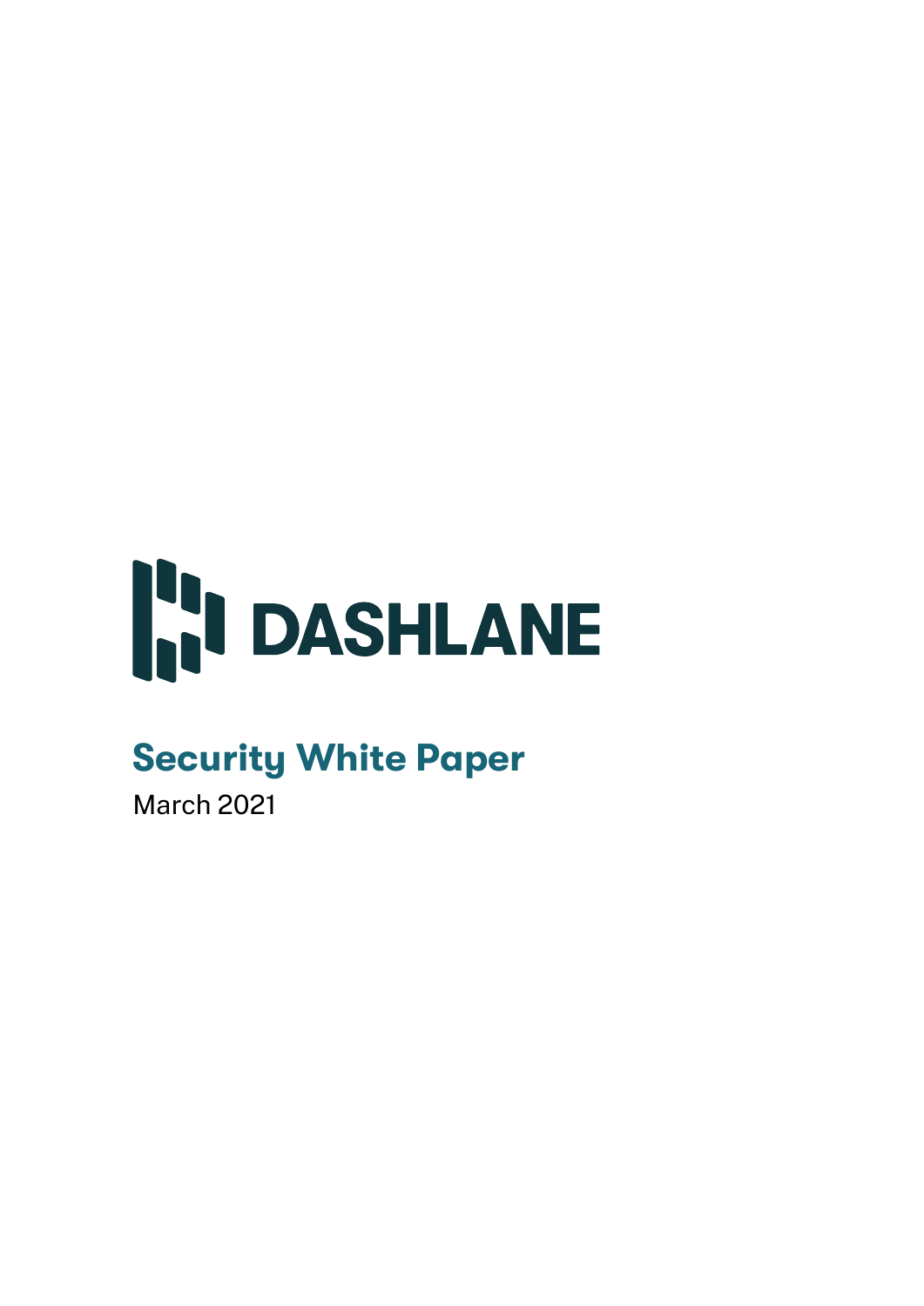# DASHLANE

## Security White Paper

March 2021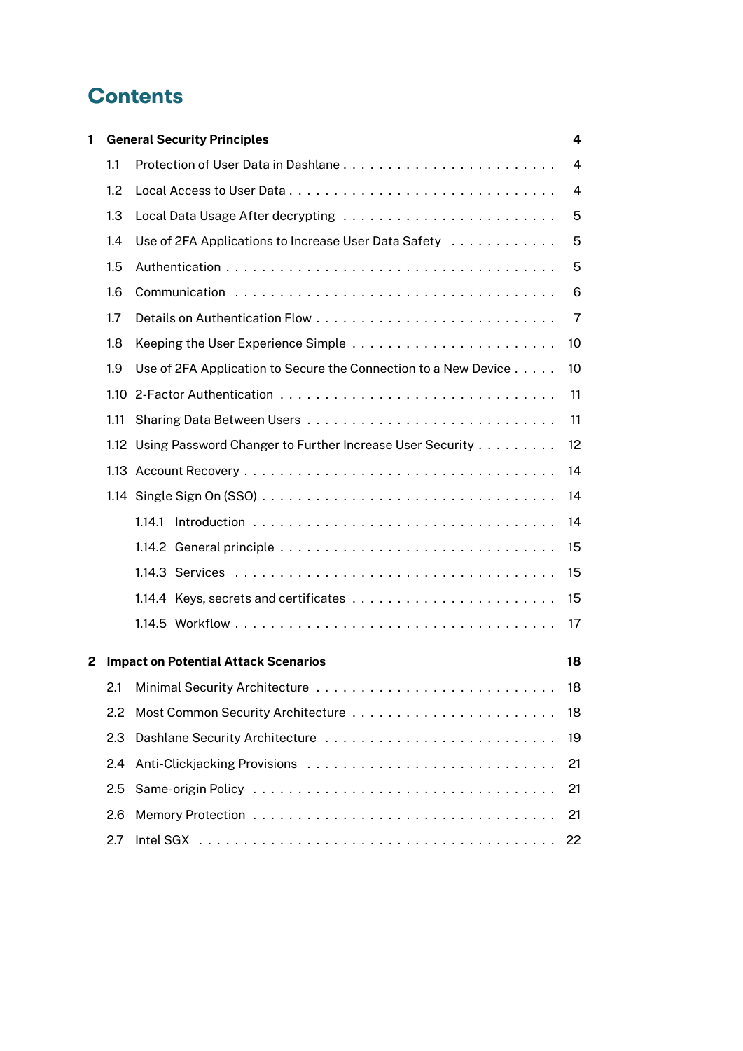# Contents

**1 General Security Principles** **4**

- 1.1 Protection of User Data in Dashlane . . . . . . . . . . . . . . . . . . . . . . . 4
- 1.2 Local Access to User Data . . . . . . . . . . . . . . . . . . . . . . . . . . . . 4
- 1.3 Local Data Usage After decrypting . . . . . . . . . . . . . . . . . . . . . . . 5
- 1.4 Use of 2FA Applications to Increase User Data Safety . . . . . . . . . . . . 5
- 1.5 Authentication . . . . . . . . . . . . . . . . . . . . . . . . . . . . . . . . . . 5
- 1.6 Communication . . . . . . . . . . . . . . . . . . . . . . . . . . . . . . . . . 6
- 1.7 Details on Authentication Flow . . . . . . . . . . . . . . . . . . . . . . . . . 7
- 1.8 Keeping the User Experience Simple . . . . . . . . . . . . . . . . . . . . . . 10
- 1.9 Use of 2FA Application to Secure the Connection to a New Device . . . . . 10
- 1.10 2-Factor Authentication . . . . . . . . . . . . . . . . . . . . . . . . . . . . 11
- 1.11 Sharing Data Between Users . . . . . . . . . . . . . . . . . . . . . . . . . . 11
- 1.12 Using Password Changer to Further Increase User Security . . . . . . . . . 12
- 1.13 Account Recovery . . . . . . . . . . . . . . . . . . . . . . . . . . . . . . . . 14
- 1.14 Single Sign On (SSO) . . . . . . . . . . . . . . . . . . . . . . . . . . . . . . 14
  - 1.14.1 Introduction . . . . . . . . . . . . . . . . . . . . . . . . . . . . . . . 14
  - 1.14.2 General principle . . . . . . . . . . . . . . . . . . . . . . . . . . . . 15
  - 1.14.3 Services . . . . . . . . . . . . . . . . . . . . . . . . . . . . . . . . . 15
  - 1.14.4 Keys, secrets and certificates . . . . . . . . . . . . . . . . . . . . . 15
  - 1.14.5 Workflow . . . . . . . . . . . . . . . . . . . . . . . . . . . . . . . . 17

**2 Impact on Potential Attack Scenarios** **18**

- 2.1 Minimal Security Architecture . . . . . . . . . . . . . . . . . . . . . . . . . 18
- 2.2 Most Common Security Architecture . . . . . . . . . . . . . . . . . . . . . . 18
- 2.3 Dashlane Security Architecture . . . . . . . . . . . . . . . . . . . . . . . . 19
- 2.4 Anti-Clickjacking Provisions . . . . . . . . . . . . . . . . . . . . . . . . . . 21
- 2.5 Same-origin Policy . . . . . . . . . . . . . . . . . . . . . . . . . . . . . . . 21
- 2.6 Memory Protection . . . . . . . . . . . . . . . . . . . . . . . . . . . . . . . 21
- 2.7 Intel SGX . . . . . . . . . . . . . . . . . . . . . . . . . . . . . . . . . . . . 22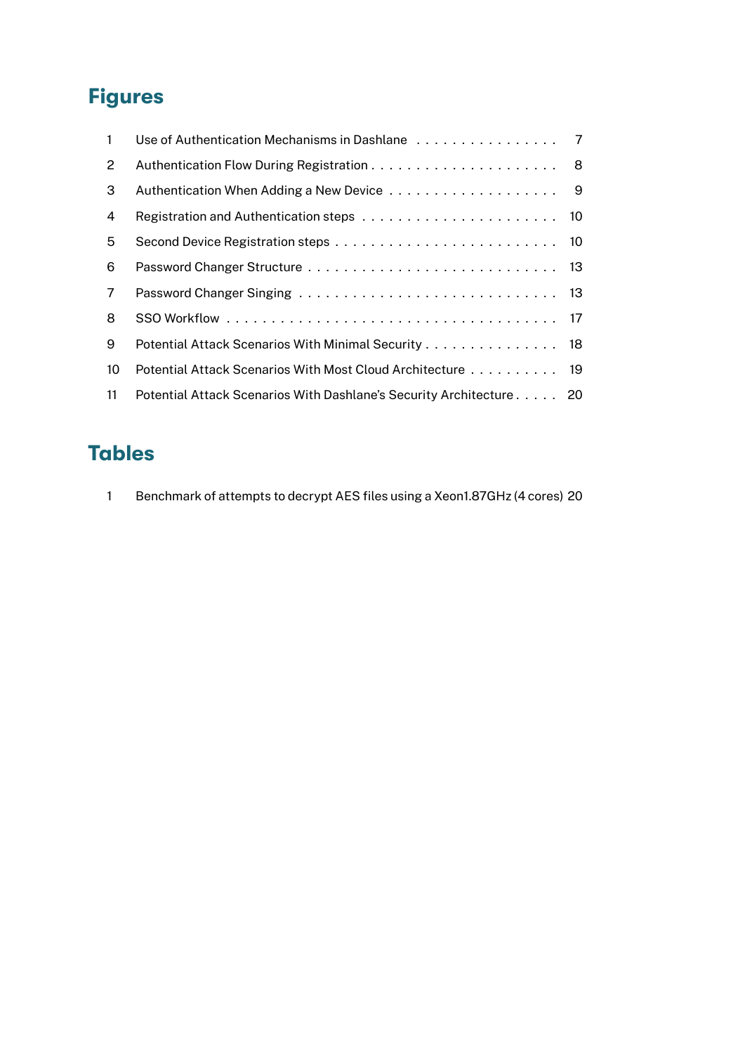## Figures

1 Use of Authentication Mechanisms in Dashlane . . . . . . . . . . . . . . . . 7
2 Authentication Flow During Registration . . . . . . . . . . . . . . . . . . . . . 8
3 Authentication When Adding a New Device . . . . . . . . . . . . . . . . . . . 9
4 Registration and Authentication steps . . . . . . . . . . . . . . . . . . . . . . 10
5 Second Device Registration steps . . . . . . . . . . . . . . . . . . . . . . . . 10
6 Password Changer Structure . . . . . . . . . . . . . . . . . . . . . . . . . . . 13
7 Password Changer Singing . . . . . . . . . . . . . . . . . . . . . . . . . . . . 13
8 SSO Workflow . . . . . . . . . . . . . . . . . . . . . . . . . . . . . . . . . . . 17
9 Potential Attack Scenarios With Minimal Security . . . . . . . . . . . . . . . 18
10 Potential Attack Scenarios With Most Cloud Architecture . . . . . . . . . . 19
11 Potential Attack Scenarios With Dashlane's Security Architecture . . . . . 20

## Tables

1 Benchmark of attempts to decrypt AES files using a Xeon1.87GHz (4 cores) 20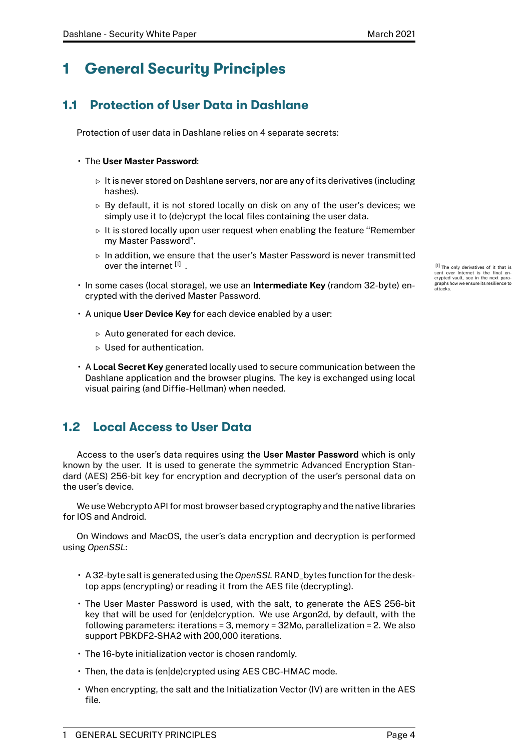# 1 General Security Principles

## 1.1 Protection of User Data in Dashlane

Protection of user data in Dashlane relies on 4 separate secrets:

- The **User Master Password**:
  - ▷ It is never stored on Dashlane servers, nor are any of its derivatives (including hashes).
  - ▷ By default, it is not stored locally on disk on any of the user's devices; we simply use it to (de)crypt the local files containing the user data.
  - ▷ It is stored locally upon user request when enabling the feature "Remember my Master Password".
  - ▷ In addition, we ensure that the user's Master Password is never transmitted over the internet [1] .
- In some cases (local storage), we use an **Intermediate Key** (random 32-byte) encrypted with the derived Master Password.
- A unique **User Device Key** for each device enabled by a user:
  - ▷ Auto generated for each device.
  - ▷ Used for authentication.
- A **Local Secret Key** generated locally used to secure communication between the Dashlane application and the browser plugins. The key is exchanged using local visual pairing (and Diffie-Hellman) when needed.

[1] The only derivatives of it that is sent over Internet is the final encrypted vault, see in the next paragraphs how we ensure its resilience to attacks.

## 1.2 Local Access to User Data

Access to the user's data requires using the **User Master Password** which is only known by the user. It is used to generate the symmetric Advanced Encryption Standard (AES) 256-bit key for encryption and decryption of the user's personal data on the user's device.

We use Webcrypto API for most browser based cryptography and the native libraries for IOS and Android.

On Windows and MacOS, the user's data encryption and decryption is performed using *OpenSSL*:

- A 32-byte salt is generated using the *OpenSSL* RAND_bytes function for the desktop apps (encrypting) or reading it from the AES file (decrypting).
- The User Master Password is used, with the salt, to generate the AES 256-bit key that will be used for (en|de)cryption. We use Argon2d, by default, with the following parameters: iterations = 3, memory = 32Mo, parallelization = 2. We also support PBKDF2-SHA2 with 200,000 iterations.
- The 16-byte initialization vector is chosen randomly.
- Then, the data is (en|de)crypted using AES CBC-HMAC mode.
- When encrypting, the salt and the Initialization Vector (IV) are written in the AES file.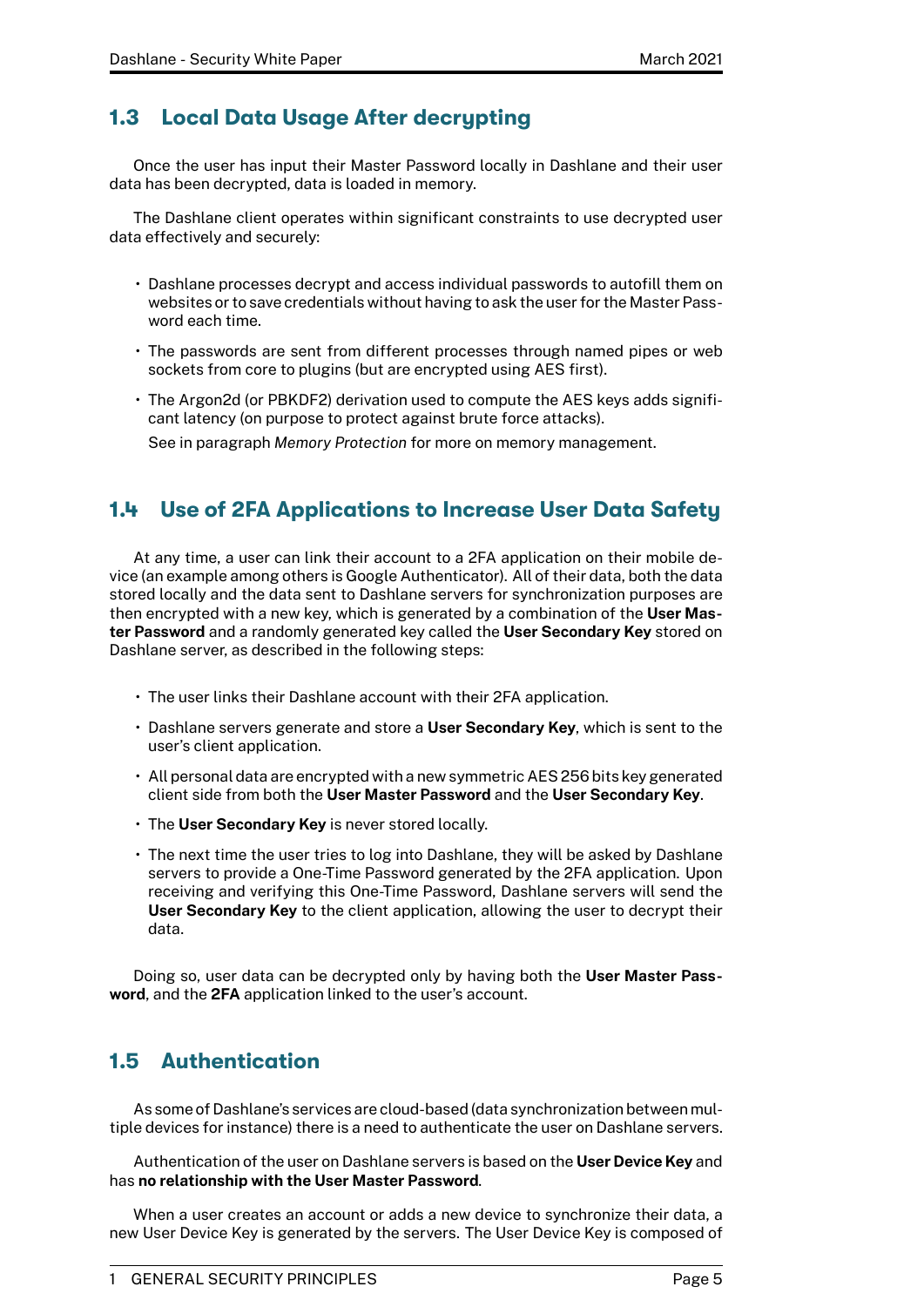## 1.3 Local Data Usage After decrypting

Once the user has input their Master Password locally in Dashlane and their user data has been decrypted, data is loaded in memory.

The Dashlane client operates within significant constraints to use decrypted user data effectively and securely:

- Dashlane processes decrypt and access individual passwords to autofill them on websites or to save credentials without having to ask the user for the Master Password each time.
- The passwords are sent from different processes through named pipes or web sockets from core to plugins (but are encrypted using AES first).
- The Argon2d (or PBKDF2) derivation used to compute the AES keys adds significant latency (on purpose to protect against brute force attacks).

  See in paragraph *Memory Protection* for more on memory management.

## 1.4 Use of 2FA Applications to Increase User Data Safety

At any time, a user can link their account to a 2FA application on their mobile device (an example among others is Google Authenticator). All of their data, both the data stored locally and the data sent to Dashlane servers for synchronization purposes are then encrypted with a new key, which is generated by a combination of the **User Master Password** and a randomly generated key called the **User Secondary Key** stored on Dashlane server, as described in the following steps:

- The user links their Dashlane account with their 2FA application.
- Dashlane servers generate and store a **User Secondary Key**, which is sent to the user's client application.
- All personal data are encrypted with a new symmetric AES 256 bits key generated client side from both the **User Master Password** and the **User Secondary Key**.
- The **User Secondary Key** is never stored locally.
- The next time the user tries to log into Dashlane, they will be asked by Dashlane servers to provide a One-Time Password generated by the 2FA application. Upon receiving and verifying this One-Time Password, Dashlane servers will send the **User Secondary Key** to the client application, allowing the user to decrypt their data.

Doing so, user data can be decrypted only by having both the **User Master Password**, and the **2FA** application linked to the user's account.

## 1.5 Authentication

As some of Dashlane's services are cloud-based (data synchronization between multiple devices for instance) there is a need to authenticate the user on Dashlane servers.

Authentication of the user on Dashlane servers is based on the **User Device Key** and has **no relationship with the User Master Password**.

When a user creates an account or adds a new device to synchronize their data, a new User Device Key is generated by the servers. The User Device Key is composed of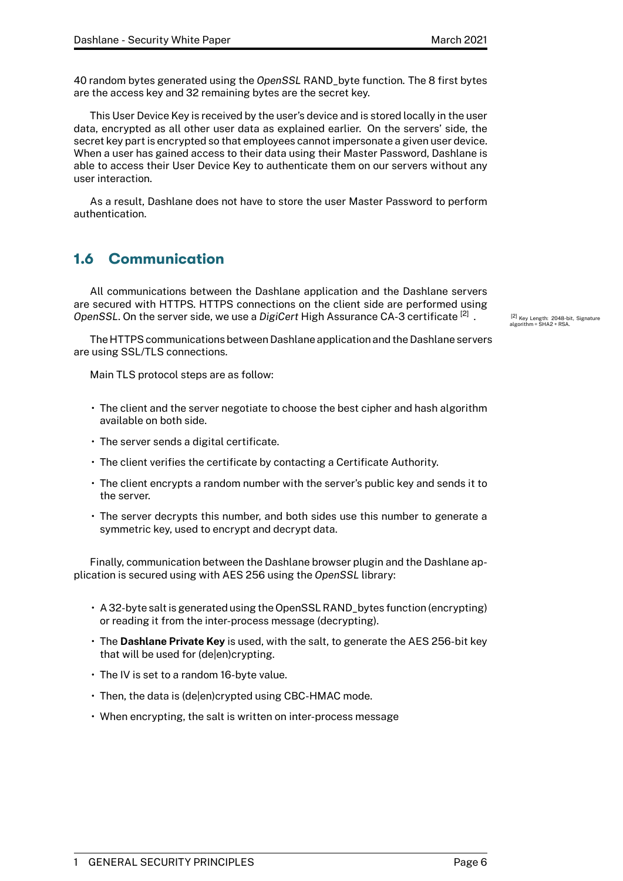40 random bytes generated using the *OpenSSL* RAND_byte function. The 8 first bytes are the access key and 32 remaining bytes are the secret key.

This User Device Key is received by the user's device and is stored locally in the user data, encrypted as all other user data as explained earlier. On the servers' side, the secret key part is encrypted so that employees cannot impersonate a given user device. When a user has gained access to their data using their Master Password, Dashlane is able to access their User Device Key to authenticate them on our servers without any user interaction.

As a result, Dashlane does not have to store the user Master Password to perform authentication.

## 1.6 Communication

All communications between the Dashlane application and the Dashlane servers are secured with HTTPS. HTTPS connections on the client side are performed using *OpenSSL*. On the server side, we use a *DigiCert* High Assurance CA-3 certificate [2] .

[2] Key Length: 2048-bit, Signature algorithm = SHA2 + RSA.

The HTTPS communications between Dashlane application and the Dashlane servers are using SSL/TLS connections.

Main TLS protocol steps are as follow:

- The client and the server negotiate to choose the best cipher and hash algorithm available on both side.
- The server sends a digital certificate.
- The client verifies the certificate by contacting a Certificate Authority.
- The client encrypts a random number with the server's public key and sends it to the server.
- The server decrypts this number, and both sides use this number to generate a symmetric key, used to encrypt and decrypt data.

Finally, communication between the Dashlane browser plugin and the Dashlane application is secured using with AES 256 using the *OpenSSL* library:

- A 32-byte salt is generated using the OpenSSL RAND_bytes function (encrypting) or reading it from the inter-process message (decrypting).
- The **Dashlane Private Key** is used, with the salt, to generate the AES 256-bit key that will be used for (de|en)crypting.
- The IV is set to a random 16-byte value.
- Then, the data is (de|en)crypted using CBC-HMAC mode.
- When encrypting, the salt is written on inter-process message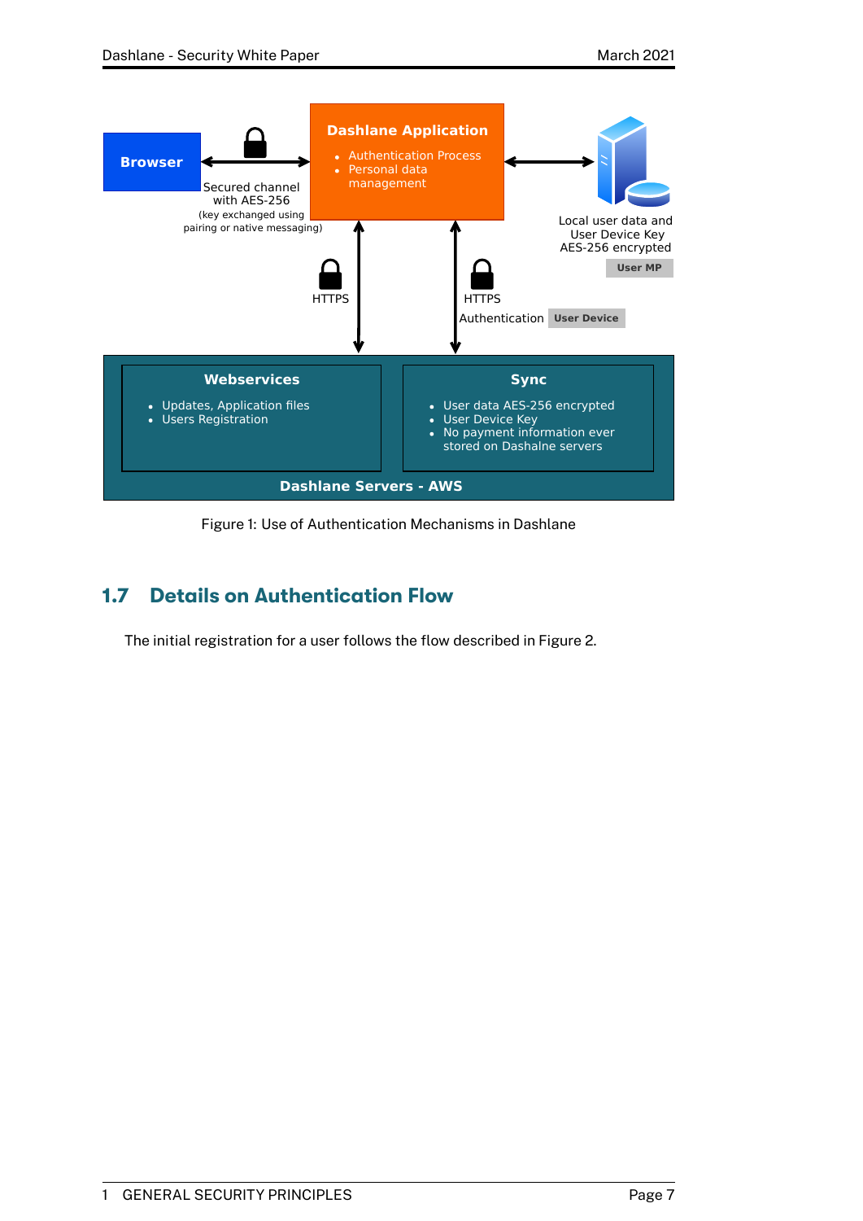Figure 1: Use of Authentication Mechanisms in Dashlane

## 1.7 Details on Authentication Flow

The initial registration for a user follows the flow described in Figure 2.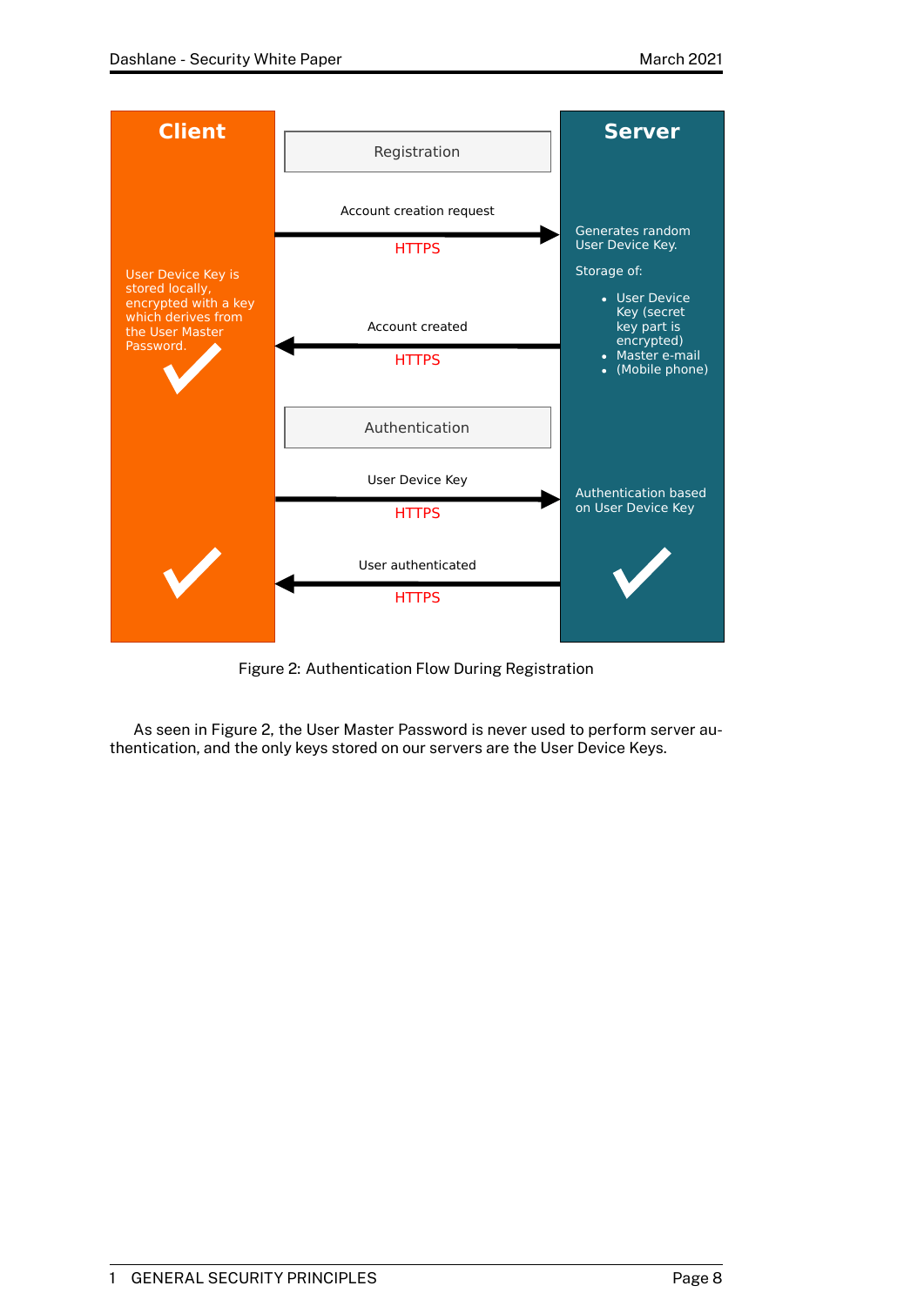Figure 2: Authentication Flow During Registration

As seen in Figure 2, the User Master Password is never used to perform server authentication, and the only keys stored on our servers are the User Device Keys.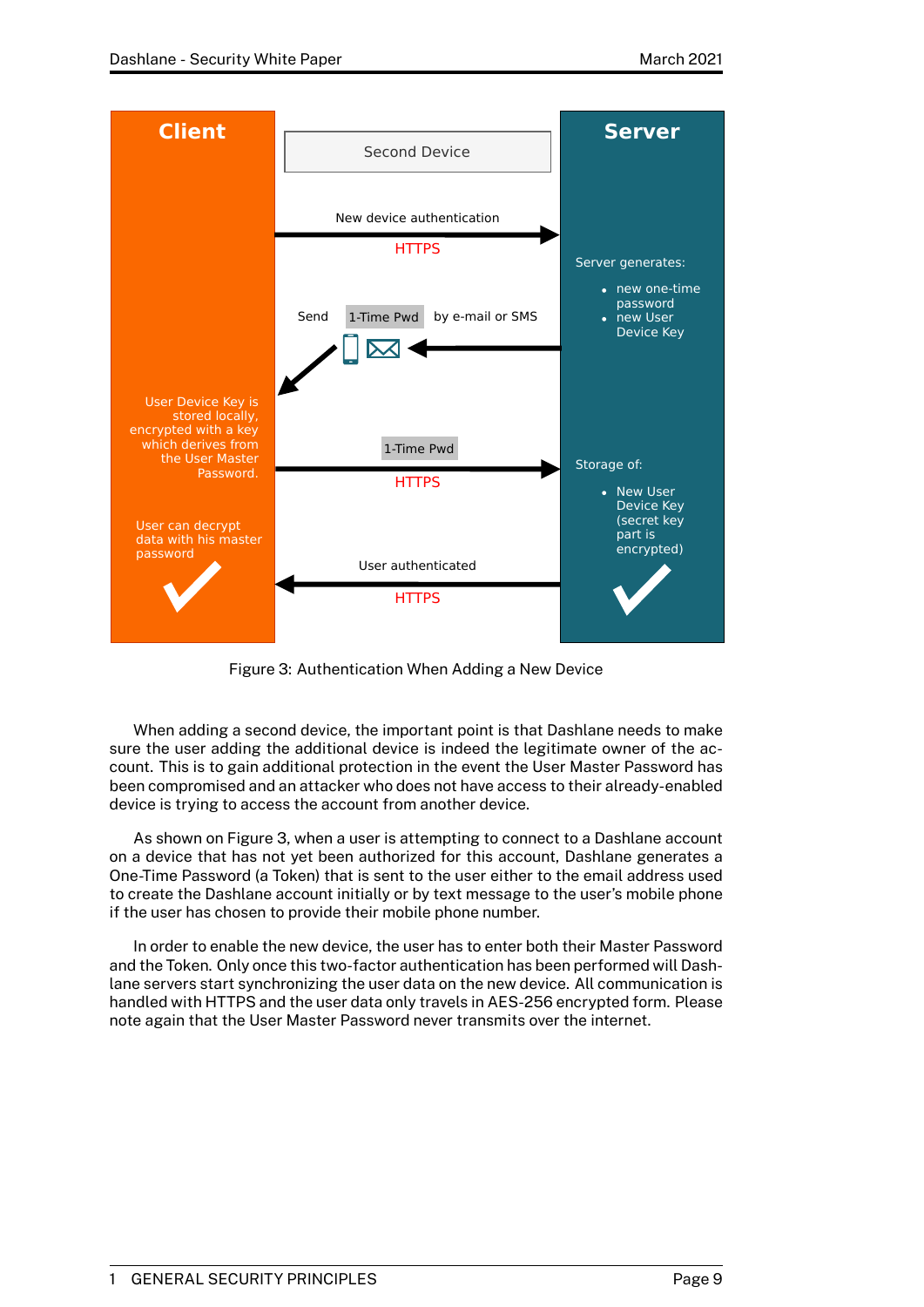Client

Second Device

Server

New device authentication

HTTPS

Server generates:

- new one-time password
- new User Device Key

Send 1-Time Pwd by e-mail or SMS

User Device Key is stored locally, encrypted with a key which derives from the User Master Password.

1-Time Pwd

HTTPS

Storage of:

- New User Device Key (secret key part is encrypted)

User can decrypt data with his master password

User authenticated

HTTPS

Figure 3: Authentication When Adding a New Device

When adding a second device, the important point is that Dashlane needs to make sure the user adding the additional device is indeed the legitimate owner of the account. This is to gain additional protection in the event the User Master Password has been compromised and an attacker who does not have access to their already-enabled device is trying to access the account from another device.

As shown on Figure 3, when a user is attempting to connect to a Dashlane account on a device that has not yet been authorized for this account, Dashlane generates a One-Time Password (a Token) that is sent to the user either to the email address used to create the Dashlane account initially or by text message to the user's mobile phone if the user has chosen to provide their mobile phone number.

In order to enable the new device, the user has to enter both their Master Password and the Token. Only once this two-factor authentication has been performed will Dashlane servers start synchronizing the user data on the new device. All communication is handled with HTTPS and the user data only travels in AES-256 encrypted form. Please note again that the User Master Password never transmits over the internet.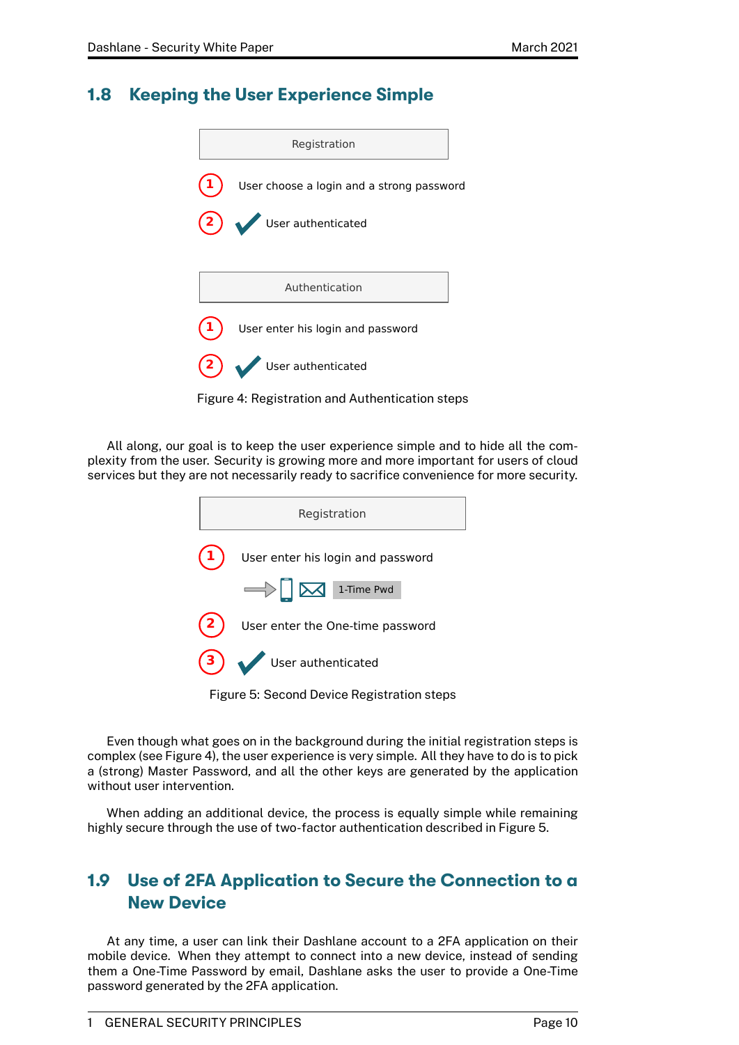## 1.8 Keeping the User Experience Simple

Registration

1. User choose a login and a strong password
2. User authenticated

Authentication

1. User enter his login and password
2. User authenticated

Figure 4: Registration and Authentication steps

All along, our goal is to keep the user experience simple and to hide all the complexity from the user. Security is growing more and more important for users of cloud services but they are not necessarily ready to sacrifice convenience for more security.

Registration

1. User enter his login and password

   1-Time Pwd

2. User enter the One-time password
3. User authenticated

Figure 5: Second Device Registration steps

Even though what goes on in the background during the initial registration steps is complex (see Figure 4), the user experience is very simple. All they have to do is to pick a (strong) Master Password, and all the other keys are generated by the application without user intervention.

When adding an additional device, the process is equally simple while remaining highly secure through the use of two-factor authentication described in Figure 5.

## 1.9 Use of 2FA Application to Secure the Connection to a New Device

At any time, a user can link their Dashlane account to a 2FA application on their mobile device. When they attempt to connect into a new device, instead of sending them a One-Time Password by email, Dashlane asks the user to provide a One-Time password generated by the 2FA application.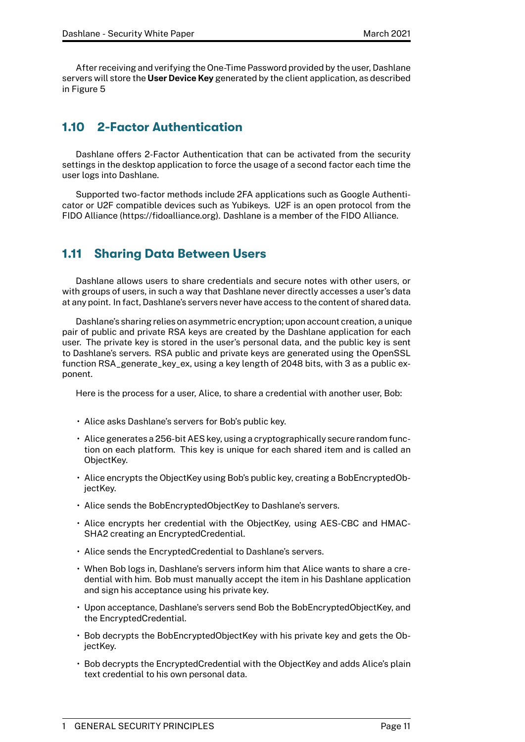After receiving and verifying the One-Time Password provided by the user, Dashlane servers will store the **User Device Key** generated by the client application, as described in Figure 5

## 1.10 2-Factor Authentication

Dashlane offers 2-Factor Authentication that can be activated from the security settings in the desktop application to force the usage of a second factor each time the user logs into Dashlane.

Supported two-factor methods include 2FA applications such as Google Authenticator or U2F compatible devices such as Yubikeys. U2F is an open protocol from the FIDO Alliance (https://fidoalliance.org). Dashlane is a member of the FIDO Alliance.

## 1.11 Sharing Data Between Users

Dashlane allows users to share credentials and secure notes with other users, or with groups of users, in such a way that Dashlane never directly accesses a user's data at any point. In fact, Dashlane's servers never have access to the content of shared data.

Dashlane's sharing relies on asymmetric encryption; upon account creation, a unique pair of public and private RSA keys are created by the Dashlane application for each user. The private key is stored in the user's personal data, and the public key is sent to Dashlane's servers. RSA public and private keys are generated using the OpenSSL function RSA_generate_key_ex, using a key length of 2048 bits, with 3 as a public exponent.

Here is the process for a user, Alice, to share a credential with another user, Bob:

- Alice asks Dashlane's servers for Bob's public key.
- Alice generates a 256-bit AES key, using a cryptographically secure random function on each platform. This key is unique for each shared item and is called an ObjectKey.
- Alice encrypts the ObjectKey using Bob's public key, creating a BobEncryptedObjectKey.
- Alice sends the BobEncryptedObjectKey to Dashlane's servers.
- Alice encrypts her credential with the ObjectKey, using AES-CBC and HMAC-SHA2 creating an EncryptedCredential.
- Alice sends the EncryptedCredential to Dashlane's servers.
- When Bob logs in, Dashlane's servers inform him that Alice wants to share a credential with him. Bob must manually accept the item in his Dashlane application and sign his acceptance using his private key.
- Upon acceptance, Dashlane's servers send Bob the BobEncryptedObjectKey, and the EncryptedCredential.
- Bob decrypts the BobEncryptedObjectKey with his private key and gets the ObjectKey.
- Bob decrypts the EncryptedCredential with the ObjectKey and adds Alice's plain text credential to his own personal data.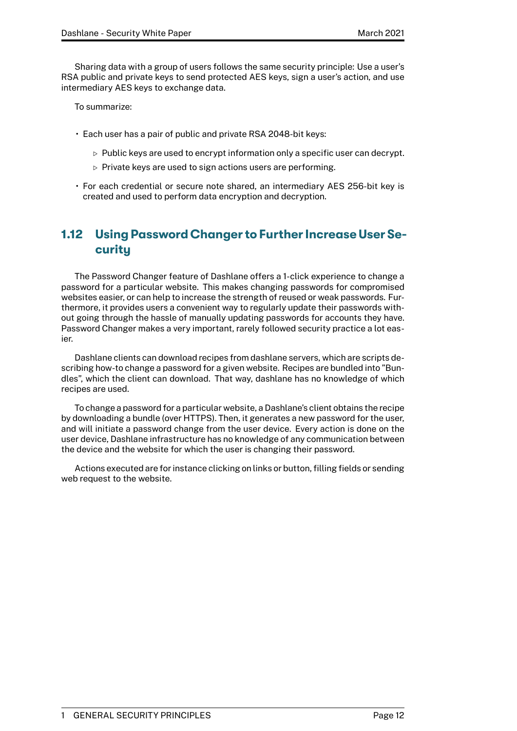Sharing data with a group of users follows the same security principle: Use a user's RSA public and private keys to send protected AES keys, sign a user's action, and use intermediary AES keys to exchange data.

To summarize:

- Each user has a pair of public and private RSA 2048-bit keys:
  - Public keys are used to encrypt information only a specific user can decrypt.
  - Private keys are used to sign actions users are performing.
- For each credential or secure note shared, an intermediary AES 256-bit key is created and used to perform data encryption and decryption.

## 1.12 Using Password Changer to Further Increase User Security

The Password Changer feature of Dashlane offers a 1-click experience to change a password for a particular website. This makes changing passwords for compromised websites easier, or can help to increase the strength of reused or weak passwords. Furthermore, it provides users a convenient way to regularly update their passwords without going through the hassle of manually updating passwords for accounts they have. Password Changer makes a very important, rarely followed security practice a lot easier.

Dashlane clients can download recipes from dashlane servers, which are scripts describing how-to change a password for a given website. Recipes are bundled into "Bundles", which the client can download. That way, dashlane has no knowledge of which recipes are used.

To change a password for a particular website, a Dashlane's client obtains the recipe by downloading a bundle (over HTTPS). Then, it generates a new password for the user, and will initiate a password change from the user device. Every action is done on the user device, Dashlane infrastructure has no knowledge of any communication between the device and the website for which the user is changing their password.

Actions executed are for instance clicking on links or button, filling fields or sending web request to the website.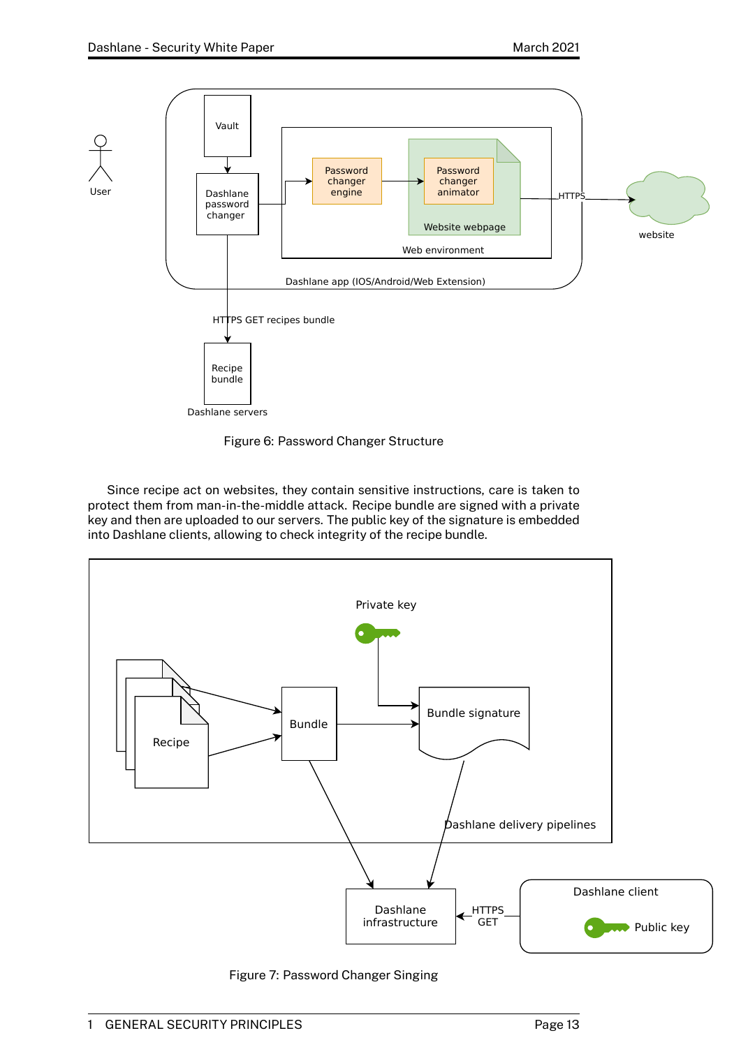Figure 6: Password Changer Structure

Since recipe act on websites, they contain sensitive instructions, care is taken to protect them from man-in-the-middle attack. Recipe bundle are signed with a private key and then are uploaded to our servers. The public key of the signature is embedded into Dashlane clients, allowing to check integrity of the recipe bundle.

Figure 7: Password Changer Singing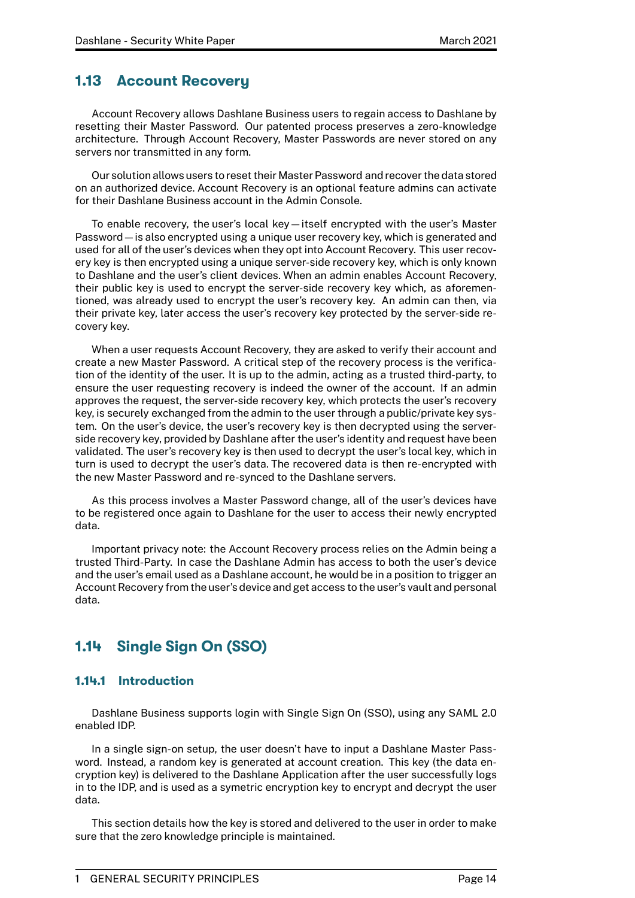## 1.13 Account Recovery

Account Recovery allows Dashlane Business users to regain access to Dashlane by resetting their Master Password. Our patented process preserves a zero-knowledge architecture. Through Account Recovery, Master Passwords are never stored on any servers nor transmitted in any form.

Our solution allows users to reset their Master Password and recover the data stored on an authorized device. Account Recovery is an optional feature admins can activate for their Dashlane Business account in the Admin Console.

To enable recovery, the user's local key — itself encrypted with the user's Master Password — is also encrypted using a unique user recovery key, which is generated and used for all of the user's devices when they opt into Account Recovery. This user recovery key is then encrypted using a unique server-side recovery key, which is only known to Dashlane and the user's client devices. When an admin enables Account Recovery, their public key is used to encrypt the server-side recovery key which, as aforementioned, was already used to encrypt the user's recovery key. An admin can then, via their private key, later access the user's recovery key protected by the server-side recovery key.

When a user requests Account Recovery, they are asked to verify their account and create a new Master Password. A critical step of the recovery process is the verification of the identity of the user. It is up to the admin, acting as a trusted third-party, to ensure the user requesting recovery is indeed the owner of the account. If an admin approves the request, the server-side recovery key, which protects the user's recovery key, is securely exchanged from the admin to the user through a public/private key system. On the user's device, the user's recovery key is then decrypted using the server-side recovery key, provided by Dashlane after the user's identity and request have been validated. The user's recovery key is then used to decrypt the user's local key, which in turn is used to decrypt the user's data. The recovered data is then re-encrypted with the new Master Password and re-synced to the Dashlane servers.

As this process involves a Master Password change, all of the user's devices have to be registered once again to Dashlane for the user to access their newly encrypted data.

Important privacy note: the Account Recovery process relies on the Admin being a trusted Third-Party. In case the Dashlane Admin has access to both the user's device and the user's email used as a Dashlane account, he would be in a position to trigger an Account Recovery from the user's device and get access to the user's vault and personal data.

## 1.14 Single Sign On (SSO)

### 1.14.1 Introduction

Dashlane Business supports login with Single Sign On (SSO), using any SAML 2.0 enabled IDP.

In a single sign-on setup, the user doesn't have to input a Dashlane Master Password. Instead, a random key is generated at account creation. This key (the data encryption key) is delivered to the Dashlane Application after the user successfully logs in to the IDP, and is used as a symetric encryption key to encrypt and decrypt the user data.

This section details how the key is stored and delivered to the user in order to make sure that the zero knowledge principle is maintained.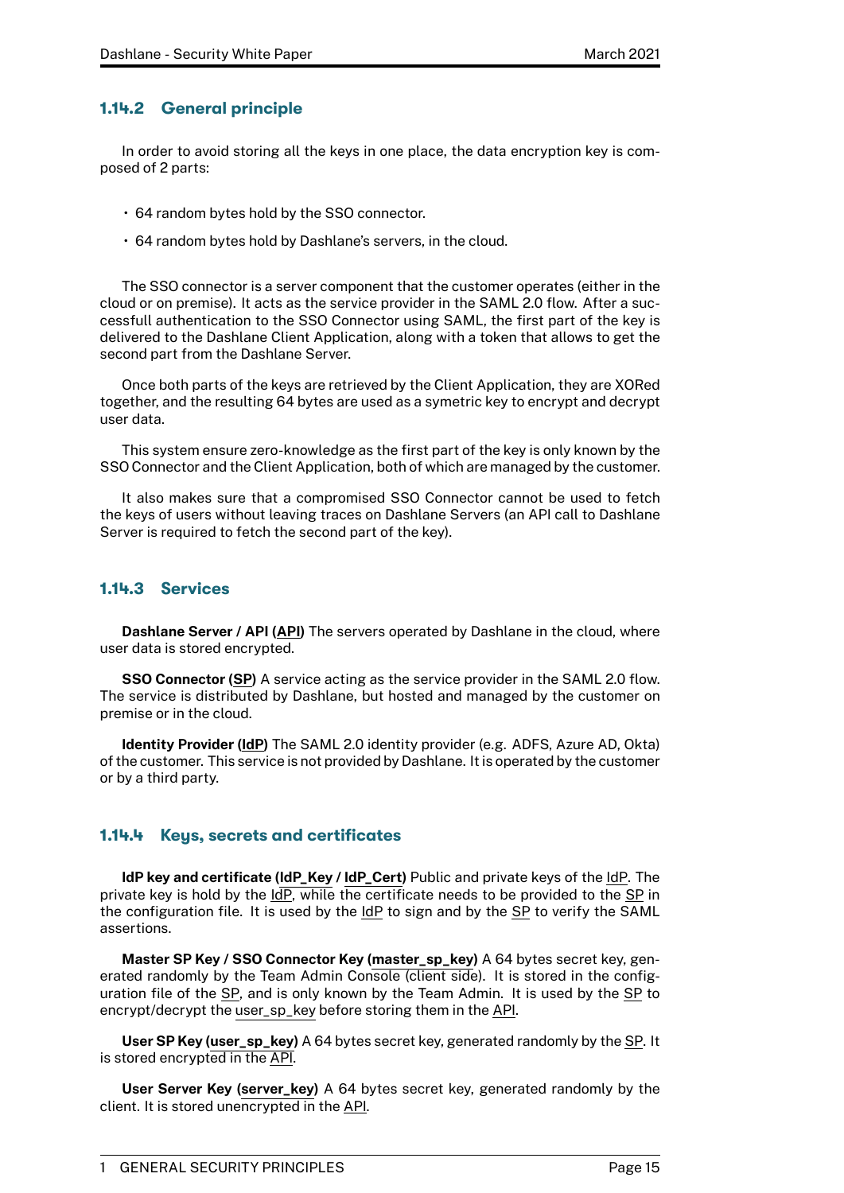### 1.14.2 General principle

In order to avoid storing all the keys in one place, the data encryption key is composed of 2 parts:

- 64 random bytes hold by the SSO connector.
- 64 random bytes hold by Dashlane's servers, in the cloud.

The SSO connector is a server component that the customer operates (either in the cloud or on premise). It acts as the service provider in the SAML 2.0 flow. After a successfull authentication to the SSO Connector using SAML, the first part of the key is delivered to the Dashlane Client Application, along with a token that allows to get the second part from the Dashlane Server.

Once both parts of the keys are retrieved by the Client Application, they are XORed together, and the resulting 64 bytes are used as a symetric key to encrypt and decrypt user data.

This system ensure zero-knowledge as the first part of the key is only known by the SSO Connector and the Client Application, both of which are managed by the customer.

It also makes sure that a compromised SSO Connector cannot be used to fetch the keys of users without leaving traces on Dashlane Servers (an API call to Dashlane Server is required to fetch the second part of the key).

### 1.14.3 Services

**Dashlane Server / API (API)** The servers operated by Dashlane in the cloud, where user data is stored encrypted.

**SSO Connector (SP)** A service acting as the service provider in the SAML 2.0 flow. The service is distributed by Dashlane, but hosted and managed by the customer on premise or in the cloud.

**Identity Provider (IdP)** The SAML 2.0 identity provider (e.g. ADFS, Azure AD, Okta) of the customer. This service is not provided by Dashlane. It is operated by the customer or by a third party.

### 1.14.4 Keys, secrets and certificates

**IdP key and certificate (IdP_Key / IdP_Cert)** Public and private keys of the IdP. The private key is hold by the IdP, while the certificate needs to be provided to the SP in the configuration file. It is used by the IdP to sign and by the SP to verify the SAML assertions.

**Master SP Key / SSO Connector Key (master_sp_key)** A 64 bytes secret key, generated randomly by the Team Admin Console (client side). It is stored in the configuration file of the SP, and is only known by the Team Admin. It is used by the SP to encrypt/decrypt the user_sp_key before storing them in the API.

**User SP Key (user_sp_key)** A 64 bytes secret key, generated randomly by the SP. It is stored encrypted in the API.

**User Server Key (server_key)** A 64 bytes secret key, generated randomly by the client. It is stored unencrypted in the API.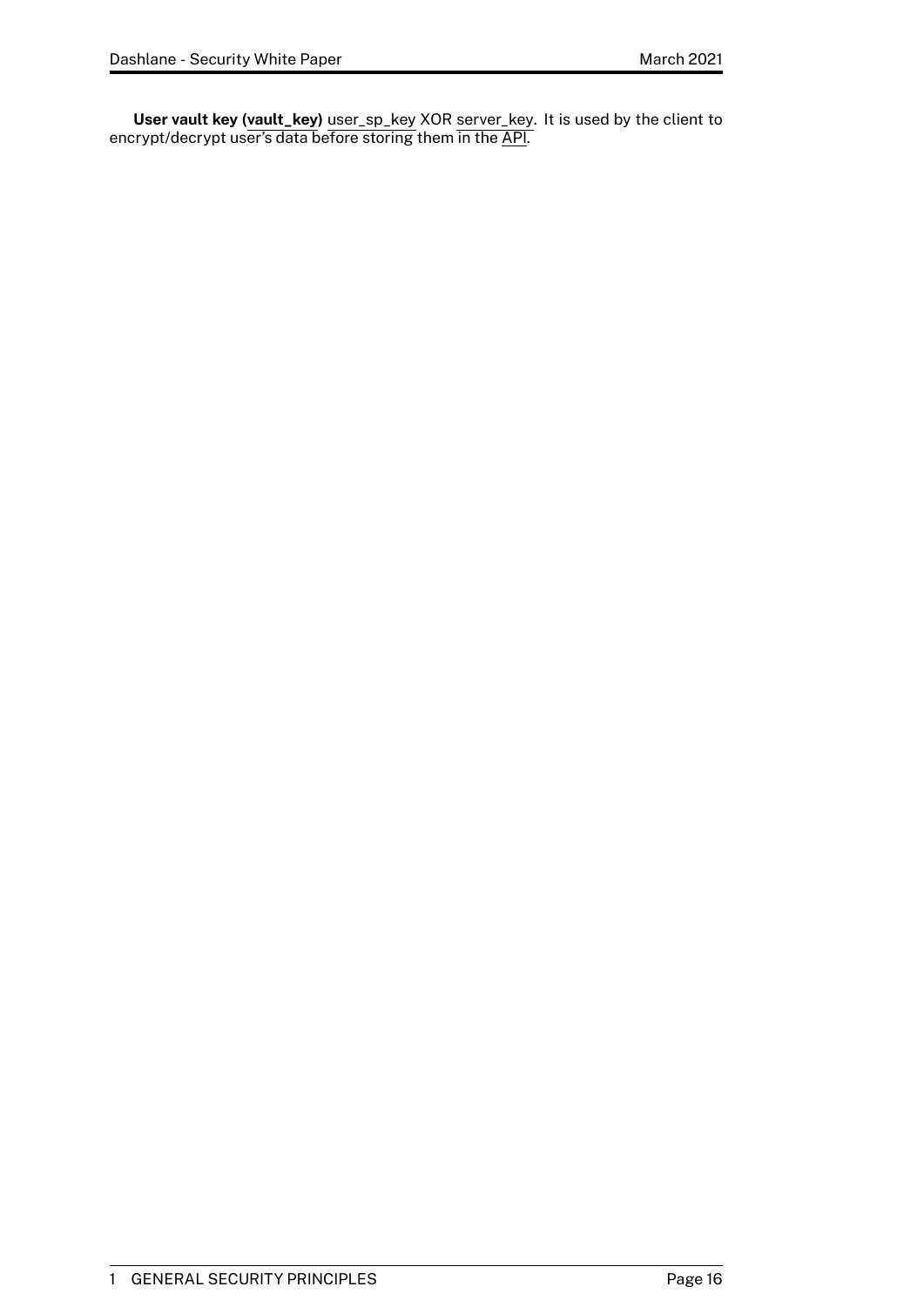**User vault key (vault_key)** user_sp_key XOR server_key. It is used by the client to encrypt/decrypt user's data before storing them in the API.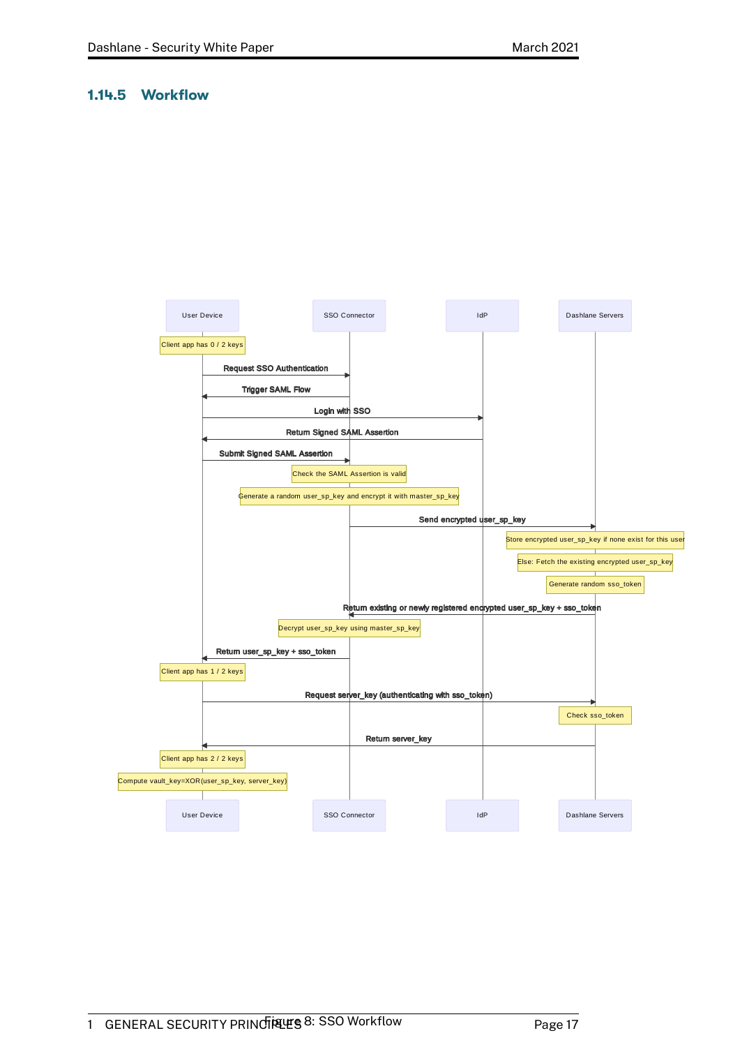### 1.14.5 Workflow

Participants: User Device, SSO Connector, IdP, Dashlane Servers

- User Device: Client app has 0 / 2 keys
- User Device → SSO Connector: Request SSO Authentication
- SSO Connector → User Device: Trigger SAML Flow
- User Device → IdP: Login with SSO
- IdP → User Device: Return Signed SAML Assertion
- User Device → SSO Connector: Submit Signed SAML Assertion
- SSO Connector: Check the SAML Assertion is valid
- SSO Connector: Generate a random user_sp_key and encrypt it with master_sp_key
- SSO Connector → Dashlane Servers: Send encrypted user_sp_key
- Dashlane Servers: Store encrypted user_sp_key if none exist for this user
- Dashlane Servers: Else: Fetch the existing encrypted user_sp_key
- Dashlane Servers: Generate random sso_token
- Dashlane Servers → SSO Connector: Return existing or newly registered encrypted user_sp_key + sso_token
- SSO Connector: Decrypt user_sp_key using master_sp_key
- SSO Connector → User Device: Return user_sp_key + sso_token
- User Device: Client app has 1 / 2 keys
- User Device → Dashlane Servers: Request server_key (authenticating with sso_token)
- Dashlane Servers: Check sso_token
- Dashlane Servers → User Device: Return server_key
- User Device: Client app has 2 / 2 keys
- User Device: Compute vault_key=XOR(user_sp_key, server_key)

Figure 8: SSO Workflow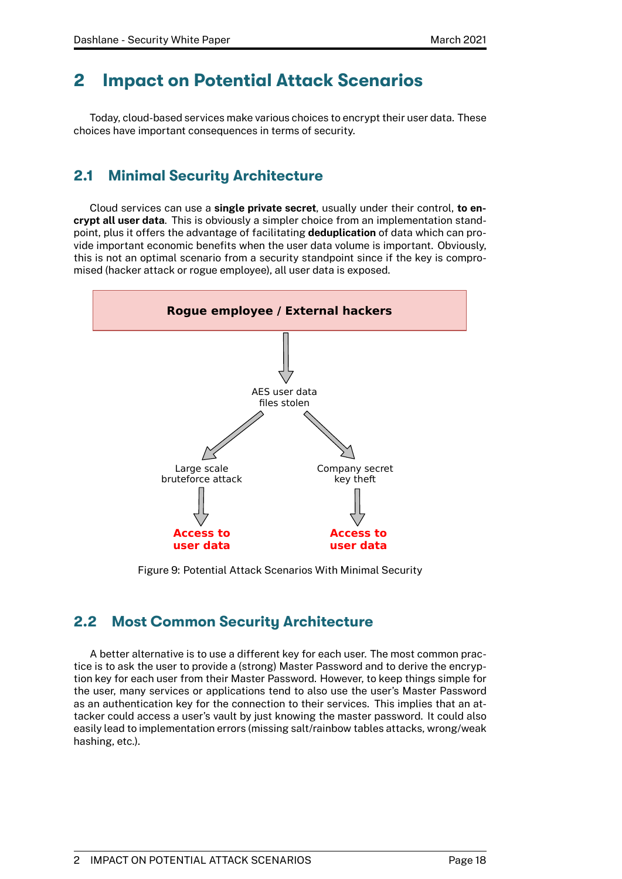# 2 Impact on Potential Attack Scenarios

Today, cloud-based services make various choices to encrypt their user data. These choices have important consequences in terms of security.

## 2.1 Minimal Security Architecture

Cloud services can use a **single private secret**, usually under their control, **to encrypt all user data**. This is obviously a simpler choice from an implementation standpoint, plus it offers the advantage of facilitating **deduplication** of data which can provide important economic benefits when the user data volume is important. Obviously, this is not an optimal scenario from a security standpoint since if the key is compromised (hacker attack or rogue employee), all user data is exposed.

**Rogue employee / External hackers**

AES user data files stolen

Large scale bruteforce attack → **Access to user data**

Company secret key theft → **Access to user data**

Figure 9: Potential Attack Scenarios With Minimal Security

## 2.2 Most Common Security Architecture

A better alternative is to use a different key for each user. The most common practice is to ask the user to provide a (strong) Master Password and to derive the encryption key for each user from their Master Password. However, to keep things simple for the user, many services or applications tend to also use the user's Master Password as an authentication key for the connection to their services. This implies that an attacker could access a user's vault by just knowing the master password. It could also easily lead to implementation errors (missing salt/rainbow tables attacks, wrong/weak hashing, etc.).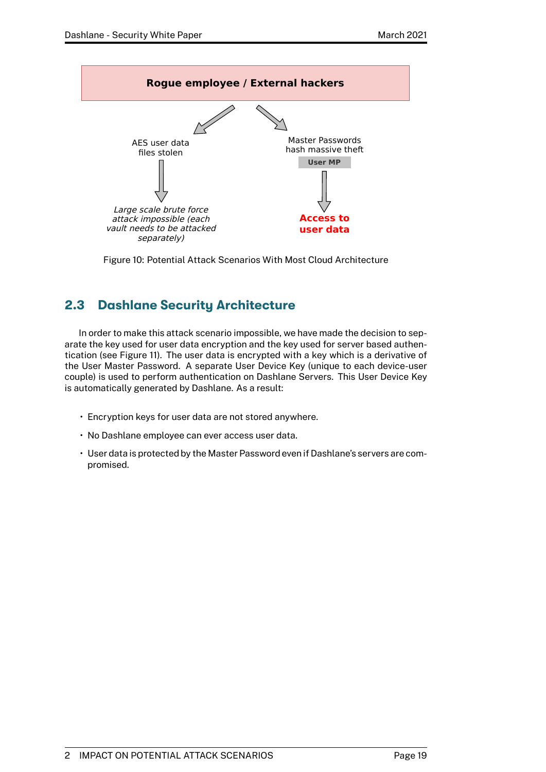**Rogue employee / External hackers**

AES user data files stolen

*Large scale brute force attack impossible (each vault needs to be attacked separately)*

Master Passwords hash massive theft

User MP

**Access to user data**

Figure 10: Potential Attack Scenarios With Most Cloud Architecture

## 2.3 Dashlane Security Architecture

In order to make this attack scenario impossible, we have made the decision to separate the key used for user data encryption and the key used for server based authentication (see Figure 11). The user data is encrypted with a key which is a derivative of the User Master Password. A separate User Device Key (unique to each device-user couple) is used to perform authentication on Dashlane Servers. This User Device Key is automatically generated by Dashlane. As a result:

- Encryption keys for user data are not stored anywhere.
- No Dashlane employee can ever access user data.
- User data is protected by the Master Password even if Dashlane's servers are compromised.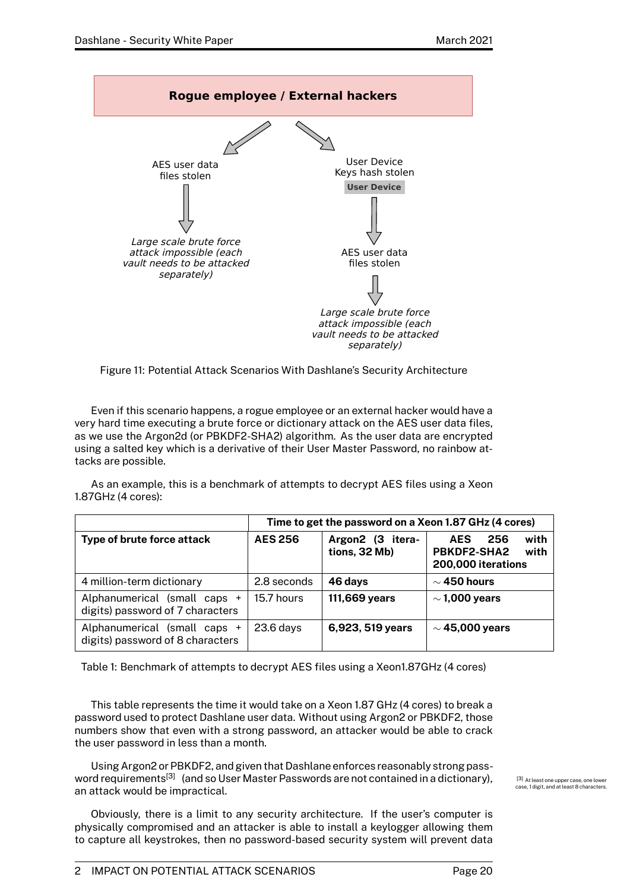Rogue employee / External hackers

AES user data files stolen

*Large scale brute force attack impossible (each vault needs to be attacked separately)*

User Device Keys hash stolen

**User Device**

AES user data files stolen

*Large scale brute force attack impossible (each vault needs to be attacked separately)*

Figure 11: Potential Attack Scenarios With Dashlane's Security Architecture

Even if this scenario happens, a rogue employee or an external hacker would have a very hard time executing a brute force or dictionary attack on the AES user data files, as we use the Argon2d (or PBKDF2-SHA2) algorithm. As the user data are encrypted using a salted key which is a derivative of their User Master Password, no rainbow attacks are possible.

As an example, this is a benchmark of attempts to decrypt AES files using a Xeon 1.87GHz (4 cores):

| | **Time to get the password on a Xeon 1.87 GHz (4 cores)** | | |
|---|---|---|---|
| **Type of brute force attack** | **AES 256** | **Argon2 (3 iterations, 32 Mb)** | **AES 256 with PBKDF2-SHA2 with 200,000 iterations** |
| 4 million-term dictionary | 2.8 seconds | **46 days** | $\sim$ **450 hours** |
| Alphanumerical (small caps + digits) password of 7 characters | 15.7 hours | **111,669 years** | $\sim$ **1,000 years** |
| Alphanumerical (small caps + digits) password of 8 characters | 23.6 days | **6,923, 519 years** | $\sim$ **45,000 years** |

Table 1: Benchmark of attempts to decrypt AES files using a Xeon1.87GHz (4 cores)

This table represents the time it would take on a Xeon 1.87 GHz (4 cores) to break a password used to protect Dashlane user data. Without using Argon2 or PBKDF2, those numbers show that even with a strong password, an attacker would be able to crack the user password in less than a month.

Using Argon2 or PBKDF2, and given that Dashlane enforces reasonably strong password requirements[3] (and so User Master Passwords are not contained in a dictionary), an attack would be impractical.

[3] At least one upper case, one lower case, 1 digit, and at least 8 characters.

Obviously, there is a limit to any security architecture. If the user's computer is physically compromised and an attacker is able to install a keylogger allowing them to capture all keystrokes, then no password-based security system will prevent data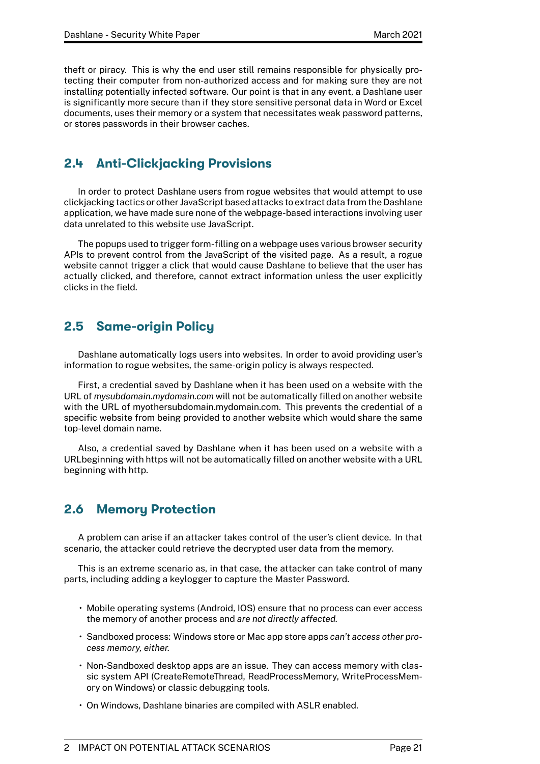theft or piracy. This is why the end user still remains responsible for physically protecting their computer from non-authorized access and for making sure they are not installing potentially infected software. Our point is that in any event, a Dashlane user is significantly more secure than if they store sensitive personal data in Word or Excel documents, uses their memory or a system that necessitates weak password patterns, or stores passwords in their browser caches.

## 2.4 Anti-Clickjacking Provisions

In order to protect Dashlane users from rogue websites that would attempt to use clickjacking tactics or other JavaScript based attacks to extract data from the Dashlane application, we have made sure none of the webpage-based interactions involving user data unrelated to this website use JavaScript.

The popups used to trigger form-filling on a webpage uses various browser security APIs to prevent control from the JavaScript of the visited page. As a result, a rogue website cannot trigger a click that would cause Dashlane to believe that the user has actually clicked, and therefore, cannot extract information unless the user explicitly clicks in the field.

## 2.5 Same-origin Policy

Dashlane automatically logs users into websites. In order to avoid providing user's information to rogue websites, the same-origin policy is always respected.

First, a credential saved by Dashlane when it has been used on a website with the URL of *mysubdomain.mydomain.com* will not be automatically filled on another website with the URL of myothersubdomain.mydomain.com. This prevents the credential of a specific website from being provided to another website which would share the same top-level domain name.

Also, a credential saved by Dashlane when it has been used on a website with a URLbeginning with https will not be automatically filled on another website with a URL beginning with http.

## 2.6 Memory Protection

A problem can arise if an attacker takes control of the user's client device. In that scenario, the attacker could retrieve the decrypted user data from the memory.

This is an extreme scenario as, in that case, the attacker can take control of many parts, including adding a keylogger to capture the Master Password.

- Mobile operating systems (Android, IOS) ensure that no process can ever access the memory of another process and *are not directly affected.*
- Sandboxed process: Windows store or Mac app store apps *can't access other process memory, either.*
- Non-Sandboxed desktop apps are an issue. They can access memory with classic system API (CreateRemoteThread, ReadProcessMemory, WriteProcessMemory on Windows) or classic debugging tools.
- On Windows, Dashlane binaries are compiled with ASLR enabled.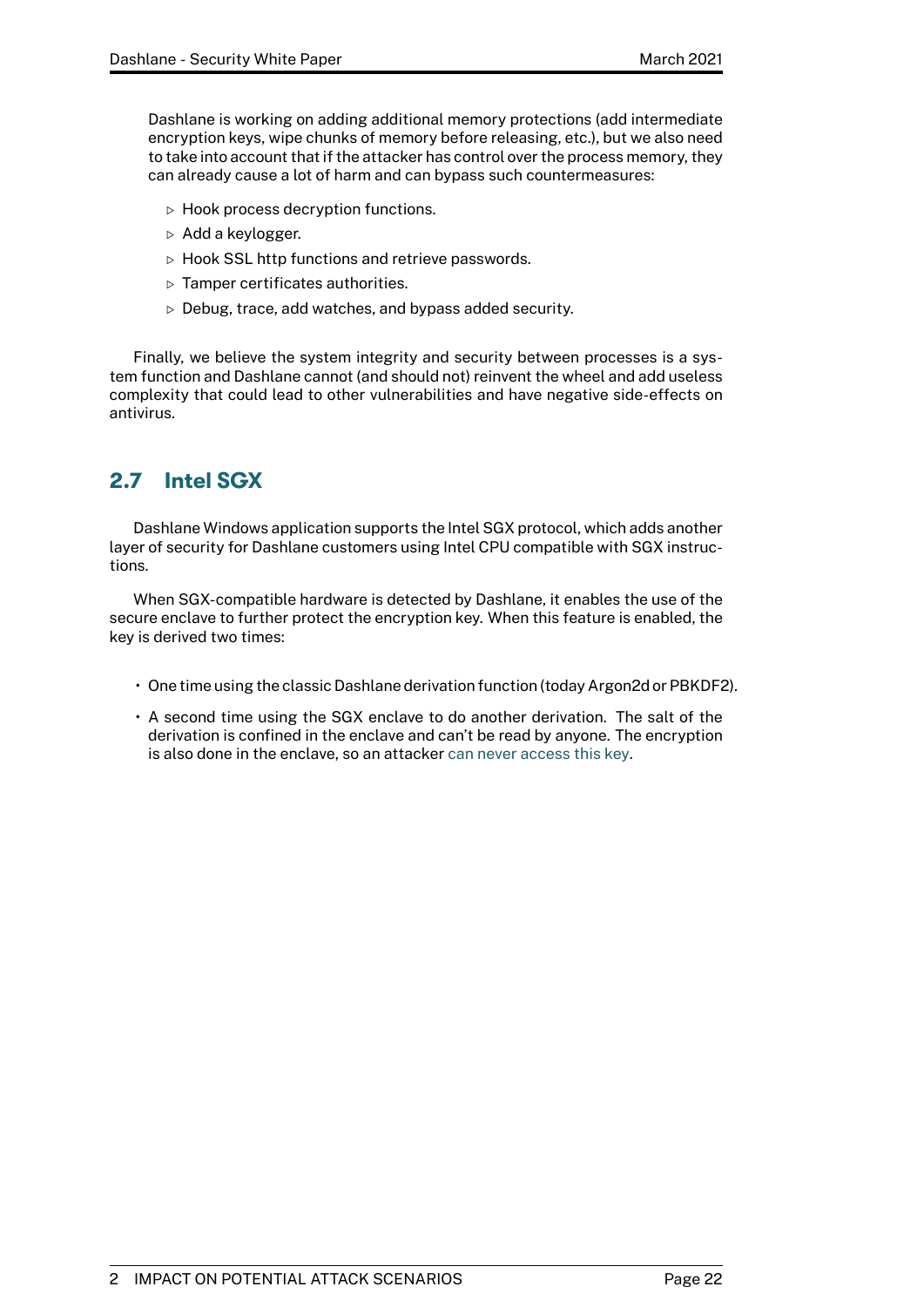Dashlane is working on adding additional memory protections (add intermediate encryption keys, wipe chunks of memory before releasing, etc.), but we also need to take into account that if the attacker has control over the process memory, they can already cause a lot of harm and can bypass such countermeasures:

- Hook process decryption functions.
- Add a keylogger.
- Hook SSL http functions and retrieve passwords.
- Tamper certificates authorities.
- Debug, trace, add watches, and bypass added security.

Finally, we believe the system integrity and security between processes is a system function and Dashlane cannot (and should not) reinvent the wheel and add useless complexity that could lead to other vulnerabilities and have negative side-effects on antivirus.

## 2.7 Intel SGX

Dashlane Windows application supports the Intel SGX protocol, which adds another layer of security for Dashlane customers using Intel CPU compatible with SGX instructions.

When SGX-compatible hardware is detected by Dashlane, it enables the use of the secure enclave to further protect the encryption key. When this feature is enabled, the key is derived two times:

- One time using the classic Dashlane derivation function (today Argon2d or PBKDF2).
- A second time using the SGX enclave to do another derivation. The salt of the derivation is confined in the enclave and can't be read by anyone. The encryption is also done in the enclave, so an attacker can never access this key.